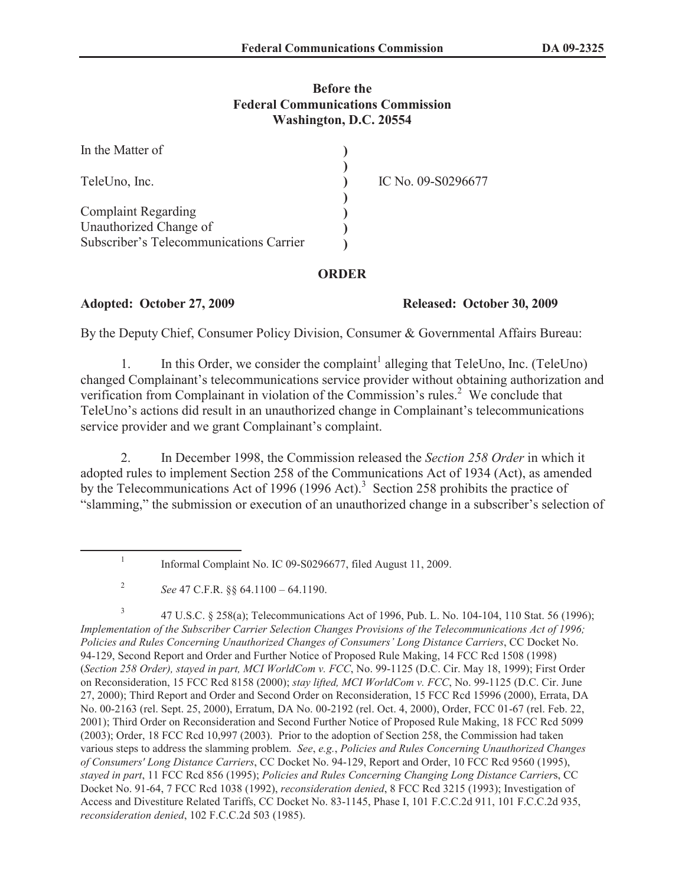**Before the**
**Federal Communications Commission**
**Washington, D.C. 20554**

| | | |
|---|---|---|
| In the Matter of | ) | |
| | ) | |
| TeleUno, Inc. | ) | IC No. 09-S0296677 |
| | ) | |
| Complaint Regarding | ) | |
| Unauthorized Change of | ) | |
| Subscriber's Telecommunications Carrier | ) | |

**ORDER**

**Adopted: October 27, 2009** **Released: October 30, 2009**

By the Deputy Chief, Consumer Policy Division, Consumer & Governmental Affairs Bureau:

1. In this Order, we consider the complaint[1] alleging that TeleUno, Inc. (TeleUno) changed Complainant's telecommunications service provider without obtaining authorization and verification from Complainant in violation of the Commission's rules.[2] We conclude that TeleUno's actions did result in an unauthorized change in Complainant's telecommunications service provider and we grant Complainant's complaint.

2. In December 1998, the Commission released the *Section 258 Order* in which it adopted rules to implement Section 258 of the Communications Act of 1934 (Act), as amended by the Telecommunications Act of 1996 (1996 Act).[3] Section 258 prohibits the practice of "slamming," the submission or execution of an unauthorized change in a subscriber's selection of

---

[1] Informal Complaint No. IC 09-S0296677, filed August 11, 2009.

[2] *See* 47 C.F.R. §§ 64.1100 – 64.1190.

[3] 47 U.S.C. § 258(a); Telecommunications Act of 1996, Pub. L. No. 104-104, 110 Stat. 56 (1996); *Implementation of the Subscriber Carrier Selection Changes Provisions of the Telecommunications Act of 1996; Policies and Rules Concerning Unauthorized Changes of Consumers' Long Distance Carriers*, CC Docket No. 94-129, Second Report and Order and Further Notice of Proposed Rule Making, 14 FCC Rcd 1508 (1998) (*Section 258 Order), stayed in part, MCI WorldCom v. FCC*, No. 99-1125 (D.C. Cir. May 18, 1999); First Order on Reconsideration, 15 FCC Rcd 8158 (2000); *stay lifted, MCI WorldCom v. FCC*, No. 99-1125 (D.C. Cir. June 27, 2000); Third Report and Order and Second Order on Reconsideration, 15 FCC Rcd 15996 (2000), Errata, DA No. 00-2163 (rel. Sept. 25, 2000), Erratum, DA No. 00-2192 (rel. Oct. 4, 2000), Order, FCC 01-67 (rel. Feb. 22, 2001); Third Order on Reconsideration and Second Further Notice of Proposed Rule Making, 18 FCC Rcd 5099 (2003); Order, 18 FCC Rcd 10,997 (2003). Prior to the adoption of Section 258, the Commission had taken various steps to address the slamming problem. *See*, *e.g.*, *Policies and Rules Concerning Unauthorized Changes of Consumers' Long Distance Carriers*, CC Docket No. 94-129, Report and Order, 10 FCC Rcd 9560 (1995), *stayed in part*, 11 FCC Rcd 856 (1995); *Policies and Rules Concerning Changing Long Distance Carrier*s, CC Docket No. 91-64, 7 FCC Rcd 1038 (1992), *reconsideration denied*, 8 FCC Rcd 3215 (1993); Investigation of Access and Divestiture Related Tariffs, CC Docket No. 83-1145, Phase I, 101 F.C.C.2d 911, 101 F.C.C.2d 935, *reconsideration denied*, 102 F.C.C.2d 503 (1985).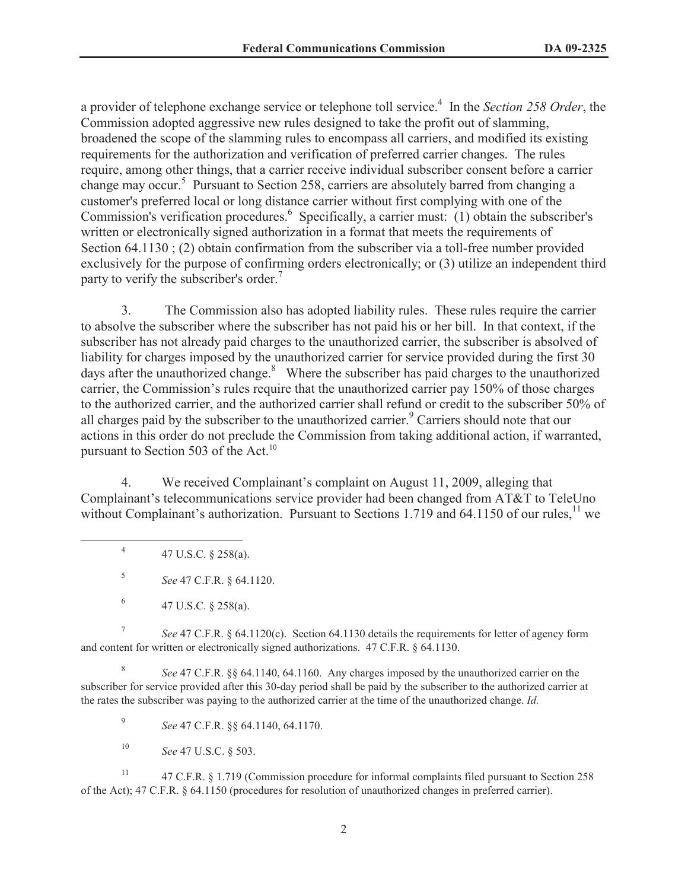a provider of telephone exchange service or telephone toll service.[4] In the *Section 258 Order*, the Commission adopted aggressive new rules designed to take the profit out of slamming, broadened the scope of the slamming rules to encompass all carriers, and modified its existing requirements for the authorization and verification of preferred carrier changes. The rules require, among other things, that a carrier receive individual subscriber consent before a carrier change may occur.[5] Pursuant to Section 258, carriers are absolutely barred from changing a customer's preferred local or long distance carrier without first complying with one of the Commission's verification procedures.[6] Specifically, a carrier must: (1) obtain the subscriber's written or electronically signed authorization in a format that meets the requirements of Section 64.1130 ; (2) obtain confirmation from the subscriber via a toll-free number provided exclusively for the purpose of confirming orders electronically; or (3) utilize an independent third party to verify the subscriber's order.[7]

3. The Commission also has adopted liability rules. These rules require the carrier to absolve the subscriber where the subscriber has not paid his or her bill. In that context, if the subscriber has not already paid charges to the unauthorized carrier, the subscriber is absolved of liability for charges imposed by the unauthorized carrier for service provided during the first 30 days after the unauthorized change.[8] Where the subscriber has paid charges to the unauthorized carrier, the Commission's rules require that the unauthorized carrier pay 150% of those charges to the authorized carrier, and the authorized carrier shall refund or credit to the subscriber 50% of all charges paid by the subscriber to the unauthorized carrier.[9] Carriers should note that our actions in this order do not preclude the Commission from taking additional action, if warranted, pursuant to Section 503 of the Act.[10]

4. We received Complainant's complaint on August 11, 2009, alleging that Complainant's telecommunications service provider had been changed from AT&T to TeleUno without Complainant's authorization. Pursuant to Sections 1.719 and 64.1150 of our rules,[11] we

---

[4] 47 U.S.C. § 258(a).

[5] *See* 47 C.F.R. § 64.1120.

[6] 47 U.S.C. § 258(a).

[7] *See* 47 C.F.R. § 64.1120(c). Section 64.1130 details the requirements for letter of agency form and content for written or electronically signed authorizations. 47 C.F.R. § 64.1130.

[8] *See* 47 C.F.R. §§ 64.1140, 64.1160. Any charges imposed by the unauthorized carrier on the subscriber for service provided after this 30-day period shall be paid by the subscriber to the authorized carrier at the rates the subscriber was paying to the authorized carrier at the time of the unauthorized change. *Id.*

[9] *See* 47 C.F.R. §§ 64.1140, 64.1170.

[10] *See* 47 U.S.C. § 503.

[11] 47 C.F.R. § 1.719 (Commission procedure for informal complaints filed pursuant to Section 258 of the Act); 47 C.F.R. § 64.1150 (procedures for resolution of unauthorized changes in preferred carrier).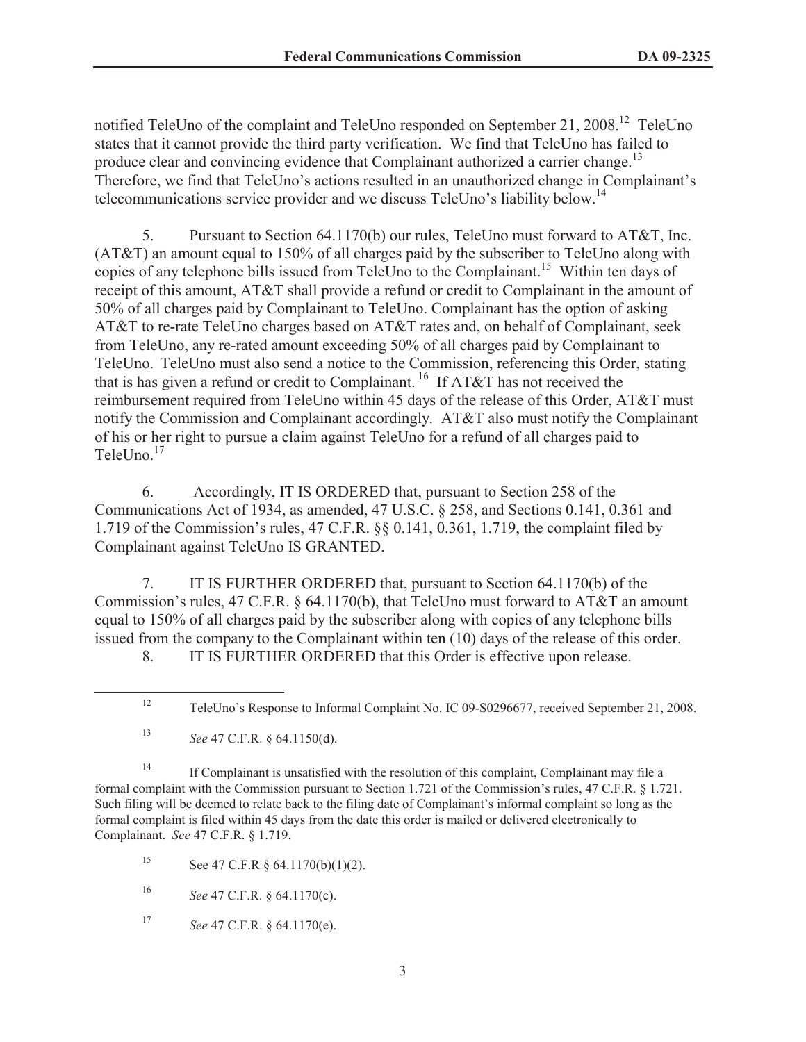notified TeleUno of the complaint and TeleUno responded on September 21, 2008.[12] TeleUno states that it cannot provide the third party verification. We find that TeleUno has failed to produce clear and convincing evidence that Complainant authorized a carrier change.[13] Therefore, we find that TeleUno's actions resulted in an unauthorized change in Complainant's telecommunications service provider and we discuss TeleUno's liability below.[14]

5. Pursuant to Section 64.1170(b) our rules, TeleUno must forward to AT&T, Inc. (AT&T) an amount equal to 150% of all charges paid by the subscriber to TeleUno along with copies of any telephone bills issued from TeleUno to the Complainant.[15] Within ten days of receipt of this amount, AT&T shall provide a refund or credit to Complainant in the amount of 50% of all charges paid by Complainant to TeleUno. Complainant has the option of asking AT&T to re-rate TeleUno charges based on AT&T rates and, on behalf of Complainant, seek from TeleUno, any re-rated amount exceeding 50% of all charges paid by Complainant to TeleUno. TeleUno must also send a notice to the Commission, referencing this Order, stating that is has given a refund or credit to Complainant.[16] If AT&T has not received the reimbursement required from TeleUno within 45 days of the release of this Order, AT&T must notify the Commission and Complainant accordingly. AT&T also must notify the Complainant of his or her right to pursue a claim against TeleUno for a refund of all charges paid to TeleUno.[17]

6. Accordingly, IT IS ORDERED that, pursuant to Section 258 of the Communications Act of 1934, as amended, 47 U.S.C. § 258, and Sections 0.141, 0.361 and 1.719 of the Commission's rules, 47 C.F.R. §§ 0.141, 0.361, 1.719, the complaint filed by Complainant against TeleUno IS GRANTED.

7. IT IS FURTHER ORDERED that, pursuant to Section 64.1170(b) of the Commission's rules, 47 C.F.R. § 64.1170(b), that TeleUno must forward to AT&T an amount equal to 150% of all charges paid by the subscriber along with copies of any telephone bills issued from the company to the Complainant within ten (10) days of the release of this order.

8. IT IS FURTHER ORDERED that this Order is effective upon release.

---

[12] TeleUno's Response to Informal Complaint No. IC 09-S0296677, received September 21, 2008.

[13] *See* 47 C.F.R. § 64.1150(d).

[14] If Complainant is unsatisfied with the resolution of this complaint, Complainant may file a formal complaint with the Commission pursuant to Section 1.721 of the Commission's rules, 47 C.F.R. § 1.721. Such filing will be deemed to relate back to the filing date of Complainant's informal complaint so long as the formal complaint is filed within 45 days from the date this order is mailed or delivered electronically to Complainant. *See* 47 C.F.R. § 1.719.

[15] See 47 C.F.R § 64.1170(b)(1)(2).

[16] *See* 47 C.F.R. § 64.1170(c).

[17] *See* 47 C.F.R. § 64.1170(e).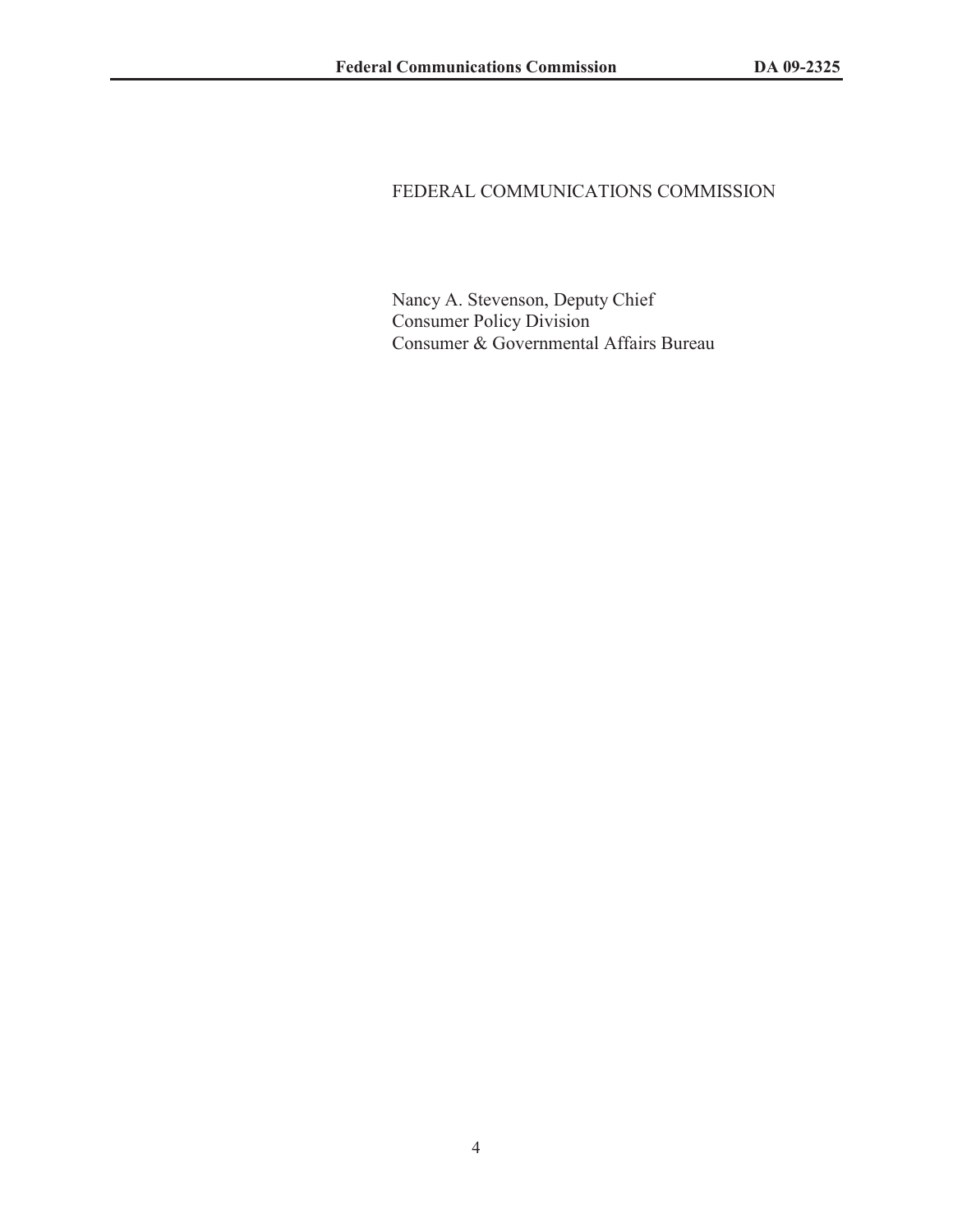FEDERAL COMMUNICATIONS COMMISSION

Nancy A. Stevenson, Deputy Chief
Consumer Policy Division
Consumer & Governmental Affairs Bureau